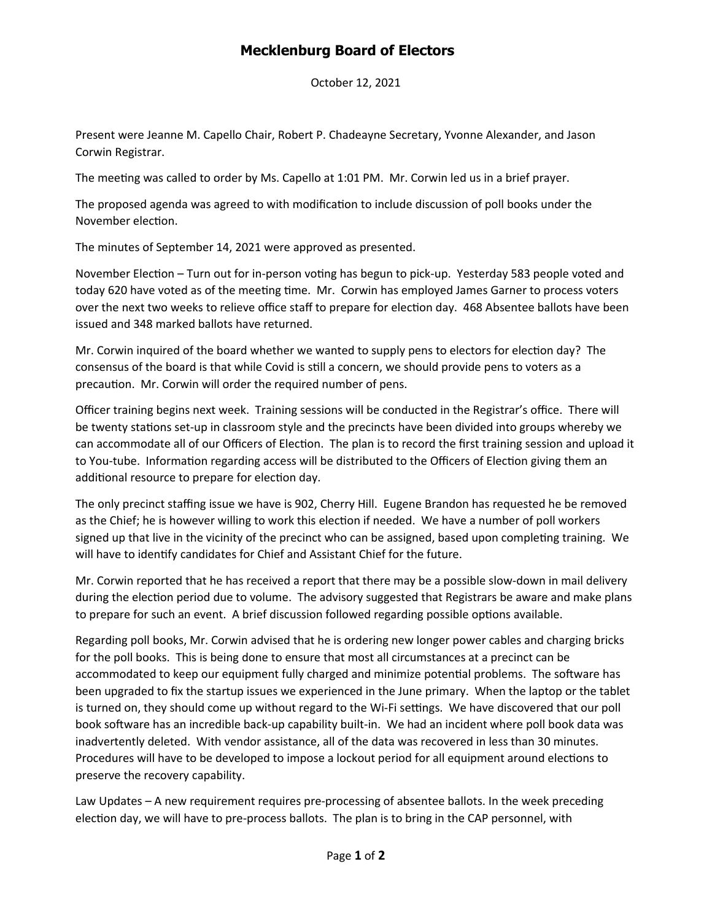# Mecklenburg Board of Electors

October 12, 2021

Present were Jeanne M. Capello Chair, Robert P. Chadeayne Secretary, Yvonne Alexander, and Jason Corwin Registrar.

The meeting was called to order by Ms. Capello at 1:01 PM. Mr. Corwin led us in a brief prayer.

The proposed agenda was agreed to with modification to include discussion of poll books under the November election.

The minutes of September 14, 2021 were approved as presented.

November Election – Turn out for in-person voting has begun to pick-up. Yesterday 583 people voted and today 620 have voted as of the meeting time. Mr. Corwin has employed James Garner to process voters over the next two weeks to relieve office staff to prepare for election day. 468 Absentee ballots have been issued and 348 marked ballots have returned.

Mr. Corwin inquired of the board whether we wanted to supply pens to electors for election day? The consensus of the board is that while Covid is still a concern, we should provide pens to voters as a precaution. Mr. Corwin will order the required number of pens.

Officer training begins next week. Training sessions will be conducted in the Registrar's office. There will be twenty stations set-up in classroom style and the precincts have been divided into groups whereby we can accommodate all of our Officers of Election. The plan is to record the first training session and upload it to You-tube. Information regarding access will be distributed to the Officers of Election giving them an additional resource to prepare for election day.

The only precinct staffing issue we have is 902, Cherry Hill. Eugene Brandon has requested he be removed as the Chief; he is however willing to work this election if needed. We have a number of poll workers signed up that live in the vicinity of the precinct who can be assigned, based upon completing training. We will have to identify candidates for Chief and Assistant Chief for the future.

Mr. Corwin reported that he has received a report that there may be a possible slow-down in mail delivery during the election period due to volume. The advisory suggested that Registrars be aware and make plans to prepare for such an event. A brief discussion followed regarding possible options available.

Regarding poll books, Mr. Corwin advised that he is ordering new longer power cables and charging bricks for the poll books. This is being done to ensure that most all circumstances at a precinct can be accommodated to keep our equipment fully charged and minimize potential problems. The software has been upgraded to fix the startup issues we experienced in the June primary. When the laptop or the tablet is turned on, they should come up without regard to the Wi-Fi settings. We have discovered that our poll book software has an incredible back-up capability built-in. We had an incident where poll book data was inadvertently deleted. With vendor assistance, all of the data was recovered in less than 30 minutes. Procedures will have to be developed to impose a lockout period for all equipment around elections to preserve the recovery capability.

Law Updates – A new requirement requires pre-processing of absentee ballots. In the week preceding election day, we will have to pre-process ballots. The plan is to bring in the CAP personnel, with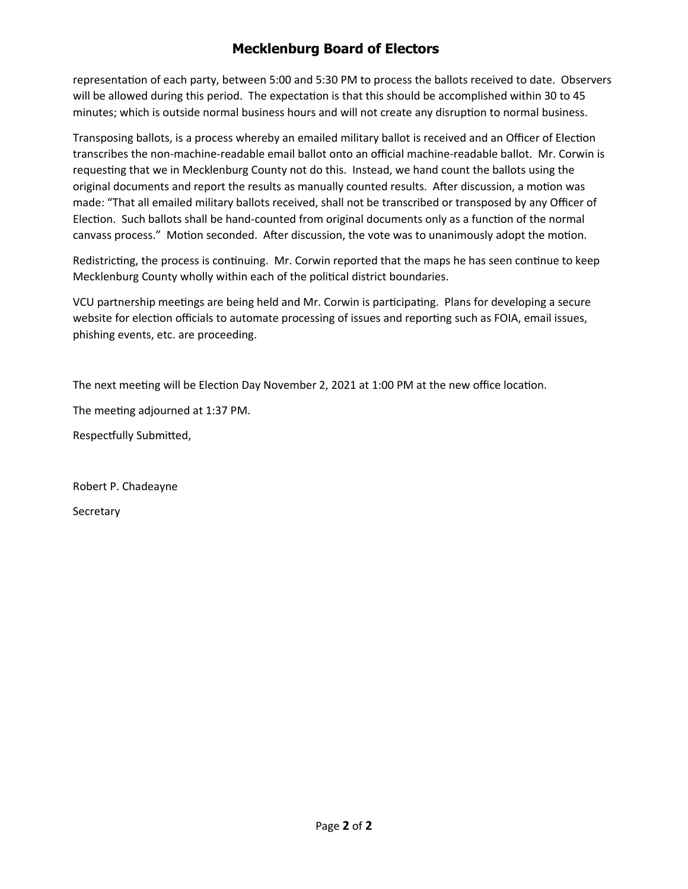representation of each party, between 5:00 and 5:30 PM to process the ballots received to date. Observers will be allowed during this period. The expectation is that this should be accomplished within 30 to 45 minutes; which is outside normal business hours and will not create any disruption to normal business.

Transposing ballots, is a process whereby an emailed military ballot is received and an Officer of Election transcribes the non-machine-readable email ballot onto an official machine-readable ballot. Mr. Corwin is requesting that we in Mecklenburg County not do this. Instead, we hand count the ballots using the original documents and report the results as manually counted results. After discussion, a motion was made: "That all emailed military ballots received, shall not be transcribed or transposed by any Officer of Election. Such ballots shall be hand-counted from original documents only as a function of the normal canvass process." Motion seconded. After discussion, the vote was to unanimously adopt the motion.

Redistricting, the process is continuing. Mr. Corwin reported that the maps he has seen continue to keep Mecklenburg County wholly within each of the political district boundaries.

VCU partnership meetings are being held and Mr. Corwin is participating. Plans for developing a secure website for election officials to automate processing of issues and reporting such as FOIA, email issues, phishing events, etc. are proceeding.

The next meeting will be Election Day November 2, 2021 at 1:00 PM at the new office location.

The meeting adjourned at 1:37 PM.

Respectfully Submitted,

Robert P. Chadeayne

Secretary